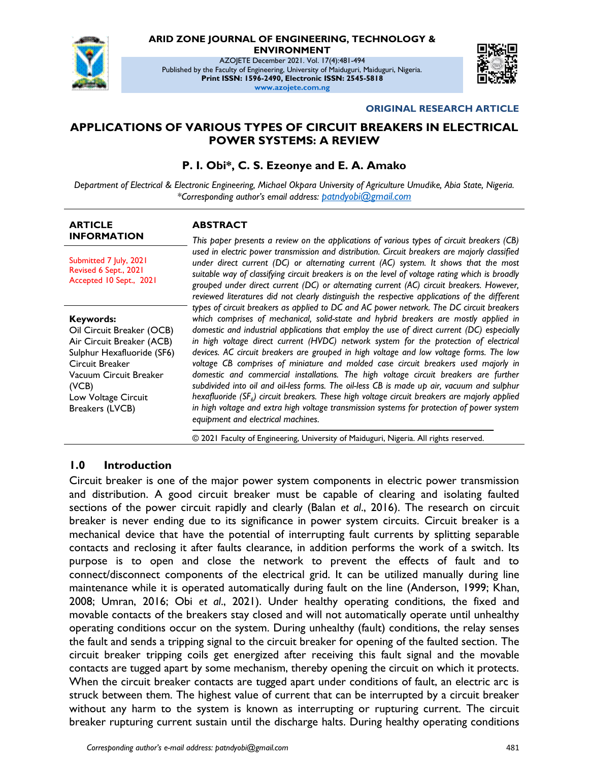ARID ZONE JOURNAL OF ENGINEERING, TECHNOLOGY & ENVIRONMENT

AZOJETE December 2021. Vol. 17(4):481-494

Published by the Faculty of Engineering, University of Maiduguri, Maiduguri, Nigeria.

**Print ISSN: 1596-2490, Electronic ISSN: 2545-5818**

**www.azojete.com.ng**

**ORIGINAL RESEARCH ARTICLE**

# APPLICATIONS OF VARIOUS TYPES OF CIRCUIT BREAKERS IN ELECTRICAL POWER SYSTEMS: A REVIEW

**P. I. Obi\*, C. S. Ezeonye and E. A. Amako**

*Department of Electrical & Electronic Engineering, Michael Okpara University of Agriculture Umudike, Abia State, Nigeria.*
*\*Corresponding author's email address: patndyobi@gmail.com*

**ARTICLE INFORMATION**

Submitted 7 July, 2021
Revised 6 Sept., 2021
Accepted 10 Sept., 2021

**Keywords:**
Oil Circuit Breaker (OCB)
Air Circuit Breaker (ACB)
Sulphur Hexafluoride (SF6) Circuit Breaker
Vacuum Circuit Breaker (VCB)
Low Voltage Circuit Breakers (LVCB)

**ABSTRACT**

*This paper presents a review on the applications of various types of circuit breakers (CB) used in electric power transmission and distribution. Circuit breakers are majorly classified under direct current (DC) or alternating current (AC) system. It shows that the most suitable way of classifying circuit breakers is on the level of voltage rating which is broadly grouped under direct current (DC) or alternating current (AC) circuit breakers. However, reviewed literatures did not clearly distinguish the respective applications of the different types of circuit breakers as applied to DC and AC power network. The DC circuit breakers which comprises of mechanical, solid-state and hybrid breakers are mostly applied in domestic and industrial applications that employ the use of direct current (DC) especially in high voltage direct current (HVDC) network system for the protection of electrical devices. AC circuit breakers are grouped in high voltage and low voltage forms. The low voltage CB comprises of miniature and molded case circuit breakers used majorly in domestic and commercial installations. The high voltage circuit breakers are further subdivided into oil and oil-less forms. The oil-less CB is made up air, vacuum and sulphur hexafluoride ($SF_6$) circuit breakers. These high voltage circuit breakers are majorly applied in high voltage and extra high voltage transmission systems for protection of power system equipment and electrical machines.*

© 2021 Faculty of Engineering, University of Maiduguri, Nigeria. All rights reserved.

## 1.0 Introduction

Circuit breaker is one of the major power system components in electric power transmission and distribution. A good circuit breaker must be capable of clearing and isolating faulted sections of the power circuit rapidly and clearly (Balan *et al*., 2016). The research on circuit breaker is never ending due to its significance in power system circuits. Circuit breaker is a mechanical device that have the potential of interrupting fault currents by splitting separable contacts and reclosing it after faults clearance, in addition performs the work of a switch. Its purpose is to open and close the network to prevent the effects of fault and to connect/disconnect components of the electrical grid. It can be utilized manually during line maintenance while it is operated automatically during fault on the line (Anderson, 1999; Khan, 2008; Umran, 2016; Obi *et al*., 2021). Under healthy operating conditions, the fixed and movable contacts of the breakers stay closed and will not automatically operate until unhealthy operating conditions occur on the system. During unhealthy (fault) conditions, the relay senses the fault and sends a tripping signal to the circuit breaker for opening of the faulted section. The circuit breaker tripping coils get energized after receiving this fault signal and the movable contacts are tugged apart by some mechanism, thereby opening the circuit on which it protects. When the circuit breaker contacts are tugged apart under conditions of fault, an electric arc is struck between them. The highest value of current that can be interrupted by a circuit breaker without any harm to the system is known as interrupting or rupturing current. The circuit breaker rupturing current sustain until the discharge halts. During healthy operating conditions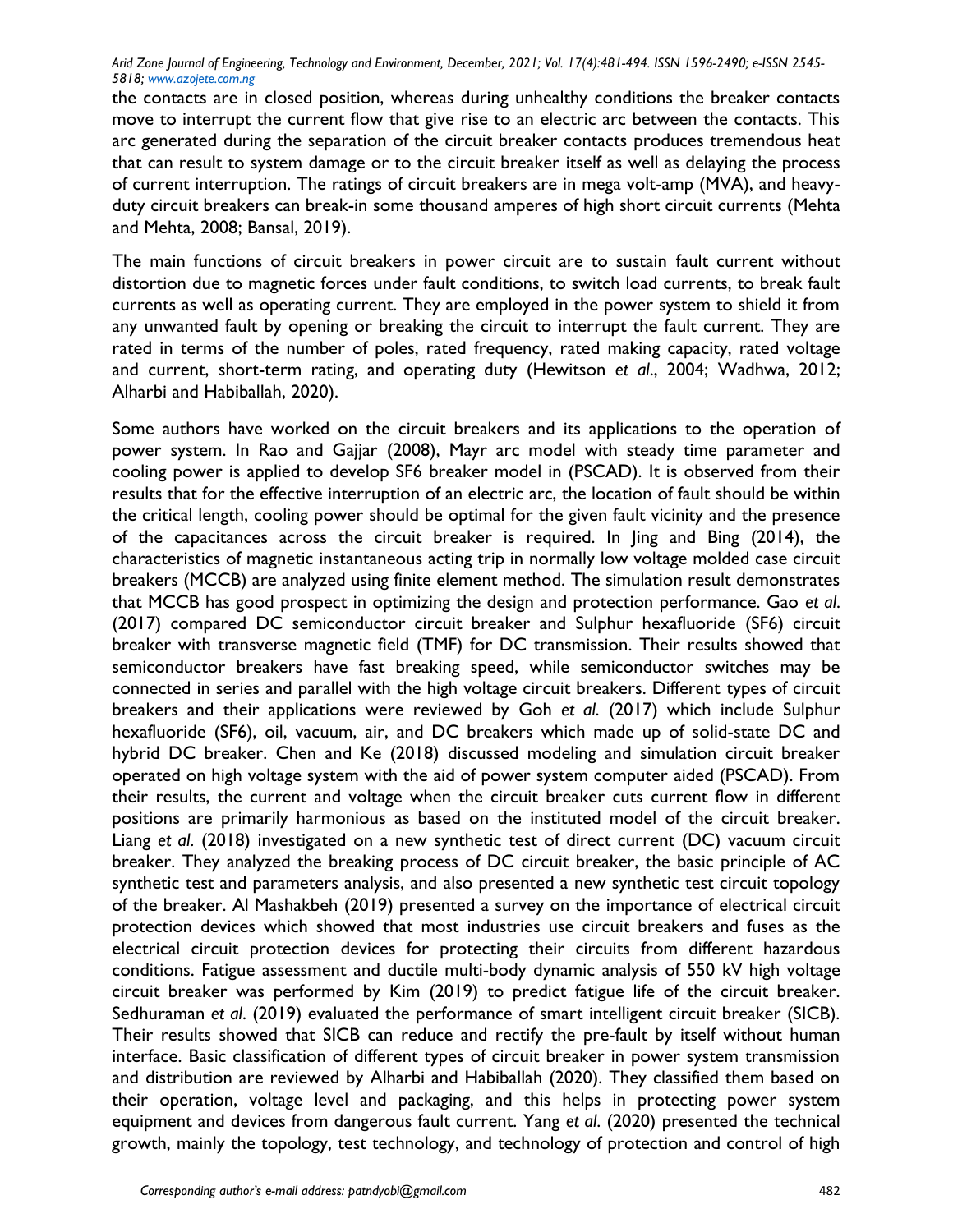the contacts are in closed position, whereas during unhealthy conditions the breaker contacts move to interrupt the current flow that give rise to an electric arc between the contacts. This arc generated during the separation of the circuit breaker contacts produces tremendous heat that can result to system damage or to the circuit breaker itself as well as delaying the process of current interruption. The ratings of circuit breakers are in mega volt-amp (MVA), and heavy-duty circuit breakers can break-in some thousand amperes of high short circuit currents (Mehta and Mehta, 2008; Bansal, 2019).

The main functions of circuit breakers in power circuit are to sustain fault current without distortion due to magnetic forces under fault conditions, to switch load currents, to break fault currents as well as operating current. They are employed in the power system to shield it from any unwanted fault by opening or breaking the circuit to interrupt the fault current. They are rated in terms of the number of poles, rated frequency, rated making capacity, rated voltage and current, short-term rating, and operating duty (Hewitson *et al*., 2004; Wadhwa, 2012; Alharbi and Habiballah, 2020).

Some authors have worked on the circuit breakers and its applications to the operation of power system. In Rao and Gajjar (2008), Mayr arc model with steady time parameter and cooling power is applied to develop SF6 breaker model in (PSCAD). It is observed from their results that for the effective interruption of an electric arc, the location of fault should be within the critical length, cooling power should be optimal for the given fault vicinity and the presence of the capacitances across the circuit breaker is required. In Jing and Bing (2014), the characteristics of magnetic instantaneous acting trip in normally low voltage molded case circuit breakers (MCCB) are analyzed using finite element method. The simulation result demonstrates that MCCB has good prospect in optimizing the design and protection performance. Gao *et al*. (2017) compared DC semiconductor circuit breaker and Sulphur hexafluoride (SF6) circuit breaker with transverse magnetic field (TMF) for DC transmission. Their results showed that semiconductor breakers have fast breaking speed, while semiconductor switches may be connected in series and parallel with the high voltage circuit breakers. Different types of circuit breakers and their applications were reviewed by Goh *et al*. (2017) which include Sulphur hexafluoride (SF6), oil, vacuum, air, and DC breakers which made up of solid-state DC and hybrid DC breaker. Chen and Ke (2018) discussed modeling and simulation circuit breaker operated on high voltage system with the aid of power system computer aided (PSCAD). From their results, the current and voltage when the circuit breaker cuts current flow in different positions are primarily harmonious as based on the instituted model of the circuit breaker. Liang *et al*. (2018) investigated on a new synthetic test of direct current (DC) vacuum circuit breaker. They analyzed the breaking process of DC circuit breaker, the basic principle of AC synthetic test and parameters analysis, and also presented a new synthetic test circuit topology of the breaker. Al Mashakbeh (2019) presented a survey on the importance of electrical circuit protection devices which showed that most industries use circuit breakers and fuses as the electrical circuit protection devices for protecting their circuits from different hazardous conditions. Fatigue assessment and ductile multi-body dynamic analysis of 550 kV high voltage circuit breaker was performed by Kim (2019) to predict fatigue life of the circuit breaker. Sedhuraman *et al*. (2019) evaluated the performance of smart intelligent circuit breaker (SICB). Their results showed that SICB can reduce and rectify the pre-fault by itself without human interface. Basic classification of different types of circuit breaker in power system transmission and distribution are reviewed by Alharbi and Habiballah (2020). They classified them based on their operation, voltage level and packaging, and this helps in protecting power system equipment and devices from dangerous fault current. Yang *et al*. (2020) presented the technical growth, mainly the topology, test technology, and technology of protection and control of high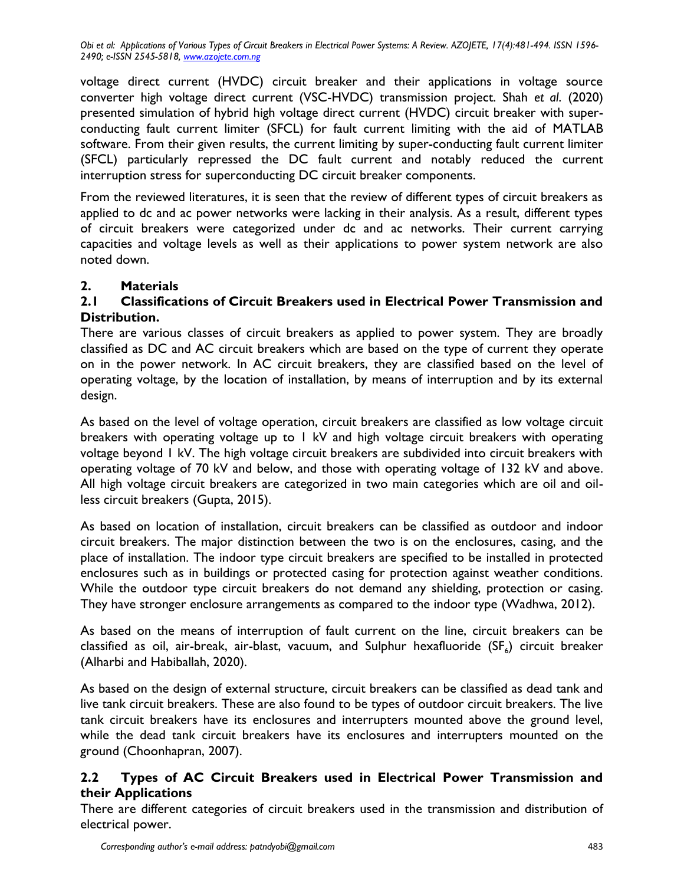voltage direct current (HVDC) circuit breaker and their applications in voltage source converter high voltage direct current (VSC-HVDC) transmission project. Shah *et al*. (2020) presented simulation of hybrid high voltage direct current (HVDC) circuit breaker with super-conducting fault current limiter (SFCL) for fault current limiting with the aid of MATLAB software. From their given results, the current limiting by super-conducting fault current limiter (SFCL) particularly repressed the DC fault current and notably reduced the current interruption stress for superconducting DC circuit breaker components.

From the reviewed literatures, it is seen that the review of different types of circuit breakers as applied to dc and ac power networks were lacking in their analysis. As a result, different types of circuit breakers were categorized under dc and ac networks. Their current carrying capacities and voltage levels as well as their applications to power system network are also noted down.

## 2. Materials

### 2.1 Classifications of Circuit Breakers used in Electrical Power Transmission and Distribution.

There are various classes of circuit breakers as applied to power system. They are broadly classified as DC and AC circuit breakers which are based on the type of current they operate on in the power network. In AC circuit breakers, they are classified based on the level of operating voltage, by the location of installation, by means of interruption and by its external design.

As based on the level of voltage operation, circuit breakers are classified as low voltage circuit breakers with operating voltage up to 1 kV and high voltage circuit breakers with operating voltage beyond 1 kV. The high voltage circuit breakers are subdivided into circuit breakers with operating voltage of 70 kV and below, and those with operating voltage of 132 kV and above. All high voltage circuit breakers are categorized in two main categories which are oil and oil-less circuit breakers (Gupta, 2015).

As based on location of installation, circuit breakers can be classified as outdoor and indoor circuit breakers. The major distinction between the two is on the enclosures, casing, and the place of installation. The indoor type circuit breakers are specified to be installed in protected enclosures such as in buildings or protected casing for protection against weather conditions. While the outdoor type circuit breakers do not demand any shielding, protection or casing. They have stronger enclosure arrangements as compared to the indoor type (Wadhwa, 2012).

As based on the means of interruption of fault current on the line, circuit breakers can be classified as oil, air-break, air-blast, vacuum, and Sulphur hexafluoride ($SF_6$) circuit breaker (Alharbi and Habiballah, 2020).

As based on the design of external structure, circuit breakers can be classified as dead tank and live tank circuit breakers. These are also found to be types of outdoor circuit breakers. The live tank circuit breakers have its enclosures and interrupters mounted above the ground level, while the dead tank circuit breakers have its enclosures and interrupters mounted on the ground (Choonhapran, 2007).

### 2.2 Types of AC Circuit Breakers used in Electrical Power Transmission and their Applications

There are different categories of circuit breakers used in the transmission and distribution of electrical power.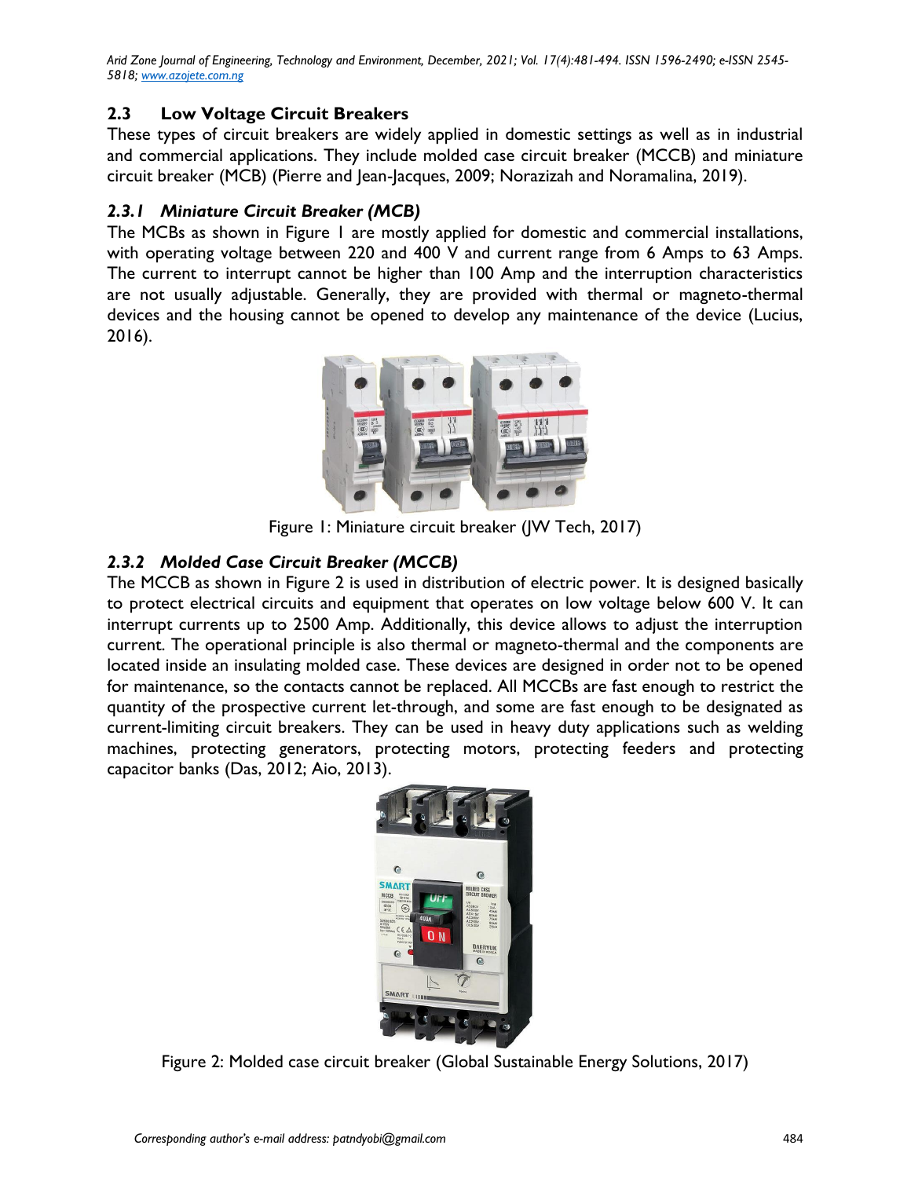## 2.3 Low Voltage Circuit Breakers

These types of circuit breakers are widely applied in domestic settings as well as in industrial and commercial applications. They include molded case circuit breaker (MCCB) and miniature circuit breaker (MCB) (Pierre and Jean-Jacques, 2009; Norazizah and Noramalina, 2019).

### *2.3.1 Miniature Circuit Breaker (MCB)*

The MCBs as shown in Figure 1 are mostly applied for domestic and commercial installations, with operating voltage between 220 and 400 V and current range from 6 Amps to 63 Amps. The current to interrupt cannot be higher than 100 Amp and the interruption characteristics are not usually adjustable. Generally, they are provided with thermal or magneto-thermal devices and the housing cannot be opened to develop any maintenance of the device (Lucius, 2016).

Figure 1: Miniature circuit breaker (JW Tech, 2017)

### *2.3.2 Molded Case Circuit Breaker (MCCB)*

The MCCB as shown in Figure 2 is used in distribution of electric power. It is designed basically to protect electrical circuits and equipment that operates on low voltage below 600 V. It can interrupt currents up to 2500 Amp. Additionally, this device allows to adjust the interruption current. The operational principle is also thermal or magneto-thermal and the components are located inside an insulating molded case. These devices are designed in order not to be opened for maintenance, so the contacts cannot be replaced. All MCCBs are fast enough to restrict the quantity of the prospective current let-through, and some are fast enough to be designated as current-limiting circuit breakers. They can be used in heavy duty applications such as welding machines, protecting generators, protecting motors, protecting feeders and protecting capacitor banks (Das, 2012; Aio, 2013).

Figure 2: Molded case circuit breaker (Global Sustainable Energy Solutions, 2017)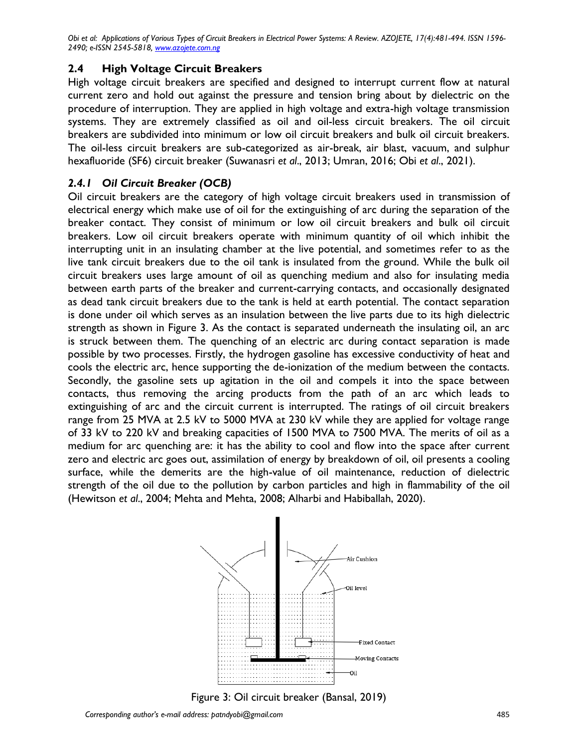## 2.4 High Voltage Circuit Breakers

High voltage circuit breakers are specified and designed to interrupt current flow at natural current zero and hold out against the pressure and tension bring about by dielectric on the procedure of interruption. They are applied in high voltage and extra-high voltage transmission systems. They are extremely classified as oil and oil-less circuit breakers. The oil circuit breakers are subdivided into minimum or low oil circuit breakers and bulk oil circuit breakers. The oil-less circuit breakers are sub-categorized as air-break, air blast, vacuum, and sulphur hexafluoride (SF6) circuit breaker (Suwanasri *et al*., 2013; Umran, 2016; Obi *et al*., 2021).

### *2.4.1 Oil Circuit Breaker (OCB)*

Oil circuit breakers are the category of high voltage circuit breakers used in transmission of electrical energy which make use of oil for the extinguishing of arc during the separation of the breaker contact. They consist of minimum or low oil circuit breakers and bulk oil circuit breakers. Low oil circuit breakers operate with minimum quantity of oil which inhibit the interrupting unit in an insulating chamber at the live potential, and sometimes refer to as the live tank circuit breakers due to the oil tank is insulated from the ground. While the bulk oil circuit breakers uses large amount of oil as quenching medium and also for insulating media between earth parts of the breaker and current-carrying contacts, and occasionally designated as dead tank circuit breakers due to the tank is held at earth potential. The contact separation is done under oil which serves as an insulation between the live parts due to its high dielectric strength as shown in Figure 3. As the contact is separated underneath the insulating oil, an arc is struck between them. The quenching of an electric arc during contact separation is made possible by two processes. Firstly, the hydrogen gasoline has excessive conductivity of heat and cools the electric arc, hence supporting the de-ionization of the medium between the contacts. Secondly, the gasoline sets up agitation in the oil and compels it into the space between contacts, thus removing the arcing products from the path of an arc which leads to extinguishing of arc and the circuit current is interrupted. The ratings of oil circuit breakers range from 25 MVA at 2.5 kV to 5000 MVA at 230 kV while they are applied for voltage range of 33 kV to 220 kV and breaking capacities of 1500 MVA to 7500 MVA. The merits of oil as a medium for arc quenching are: it has the ability to cool and flow into the space after current zero and electric arc goes out, assimilation of energy by breakdown of oil, oil presents a cooling surface, while the demerits are the high-value of oil maintenance, reduction of dielectric strength of the oil due to the pollution by carbon particles and high in flammability of the oil (Hewitson *et al*., 2004; Mehta and Mehta, 2008; Alharbi and Habiballah, 2020).

Figure 3: Oil circuit breaker (Bansal, 2019)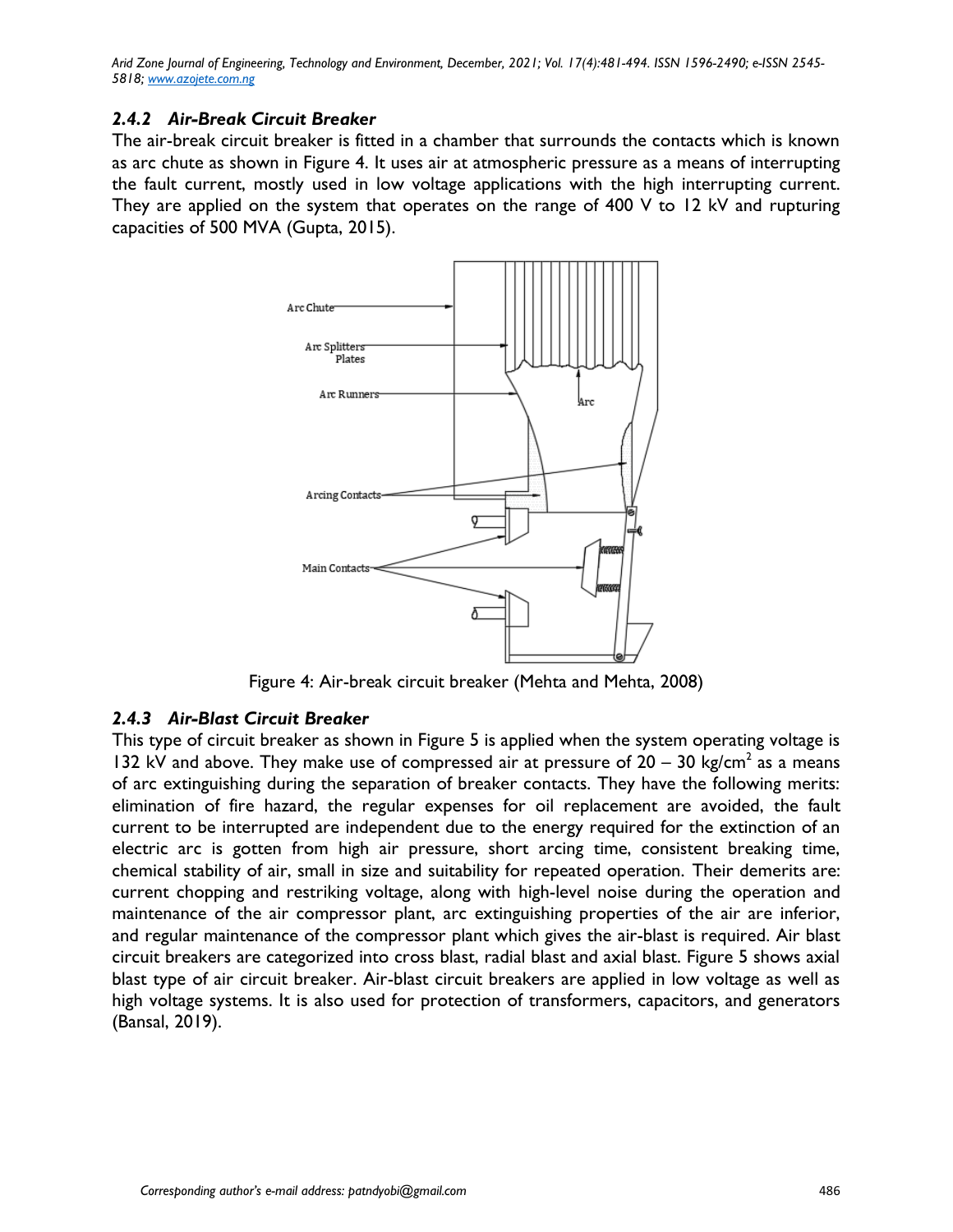### 2.4.2 Air-Break Circuit Breaker

The air-break circuit breaker is fitted in a chamber that surrounds the contacts which is known as arc chute as shown in Figure 4. It uses air at atmospheric pressure as a means of interrupting the fault current, mostly used in low voltage applications with the high interrupting current. They are applied on the system that operates on the range of 400 V to 12 kV and rupturing capacities of 500 MVA (Gupta, 2015).

Figure 4: Air-break circuit breaker (Mehta and Mehta, 2008)

### 2.4.3 Air-Blast Circuit Breaker

This type of circuit breaker as shown in Figure 5 is applied when the system operating voltage is 132 kV and above. They make use of compressed air at pressure of 20 – 30 kg/cm$^2$ as a means of arc extinguishing during the separation of breaker contacts. They have the following merits: elimination of fire hazard, the regular expenses for oil replacement are avoided, the fault current to be interrupted are independent due to the energy required for the extinction of an electric arc is gotten from high air pressure, short arcing time, consistent breaking time, chemical stability of air, small in size and suitability for repeated operation. Their demerits are: current chopping and restriking voltage, along with high-level noise during the operation and maintenance of the air compressor plant, arc extinguishing properties of the air are inferior, and regular maintenance of the compressor plant which gives the air-blast is required. Air blast circuit breakers are categorized into cross blast, radial blast and axial blast. Figure 5 shows axial blast type of air circuit breaker. Air-blast circuit breakers are applied in low voltage as well as high voltage systems. It is also used for protection of transformers, capacitors, and generators (Bansal, 2019).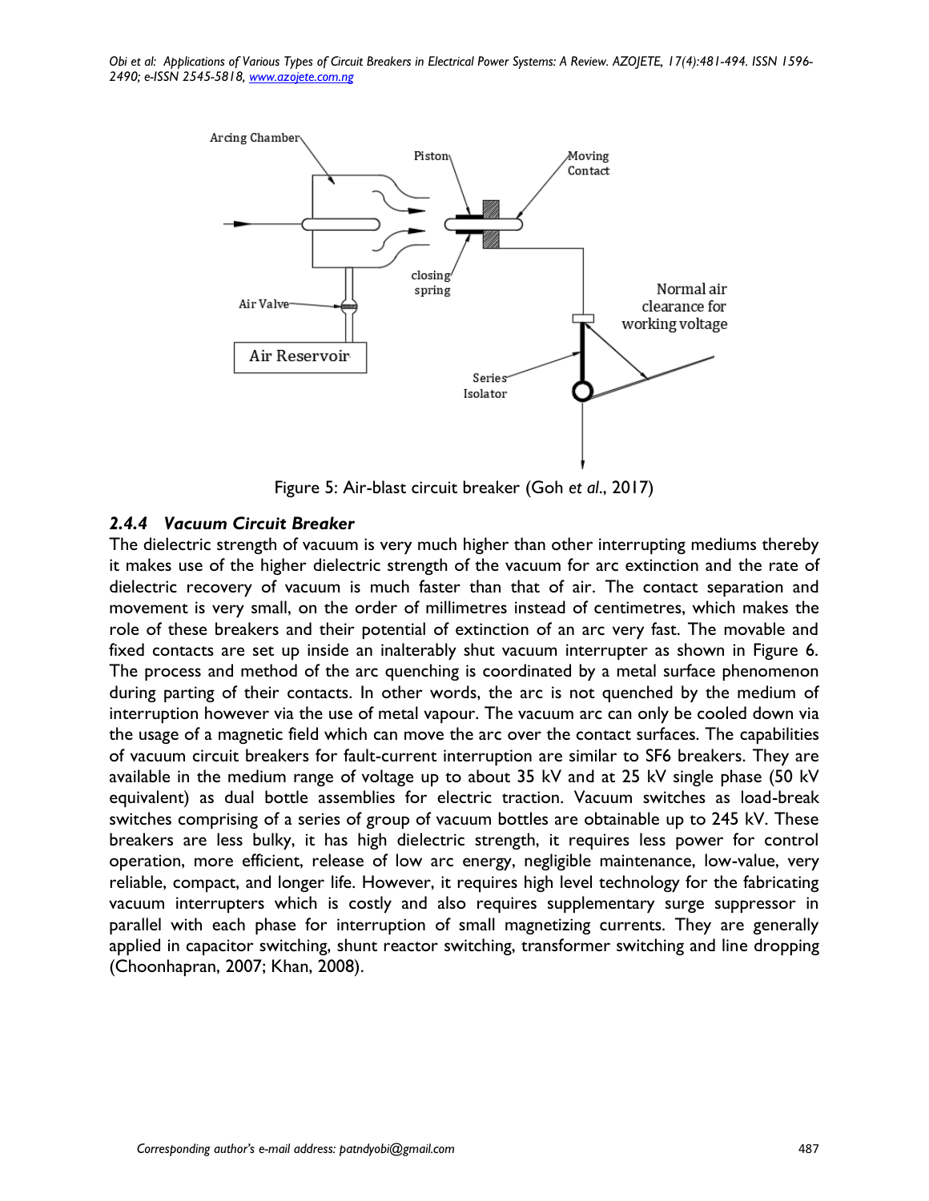Figure 5: Air-blast circuit breaker (Goh *et al*., 2017)

### *2.4.4 Vacuum Circuit Breaker*

The dielectric strength of vacuum is very much higher than other interrupting mediums thereby it makes use of the higher dielectric strength of the vacuum for arc extinction and the rate of dielectric recovery of vacuum is much faster than that of air. The contact separation and movement is very small, on the order of millimetres instead of centimetres, which makes the role of these breakers and their potential of extinction of an arc very fast. The movable and fixed contacts are set up inside an inalterably shut vacuum interrupter as shown in Figure 6. The process and method of the arc quenching is coordinated by a metal surface phenomenon during parting of their contacts. In other words, the arc is not quenched by the medium of interruption however via the use of metal vapour. The vacuum arc can only be cooled down via the usage of a magnetic field which can move the arc over the contact surfaces. The capabilities of vacuum circuit breakers for fault-current interruption are similar to SF6 breakers. They are available in the medium range of voltage up to about 35 kV and at 25 kV single phase (50 kV equivalent) as dual bottle assemblies for electric traction. Vacuum switches as load-break switches comprising of a series of group of vacuum bottles are obtainable up to 245 kV. These breakers are less bulky, it has high dielectric strength, it requires less power for control operation, more efficient, release of low arc energy, negligible maintenance, low-value, very reliable, compact, and longer life. However, it requires high level technology for the fabricating vacuum interrupters which is costly and also requires supplementary surge suppressor in parallel with each phase for interruption of small magnetizing currents. They are generally applied in capacitor switching, shunt reactor switching, transformer switching and line dropping (Choonhapran, 2007; Khan, 2008).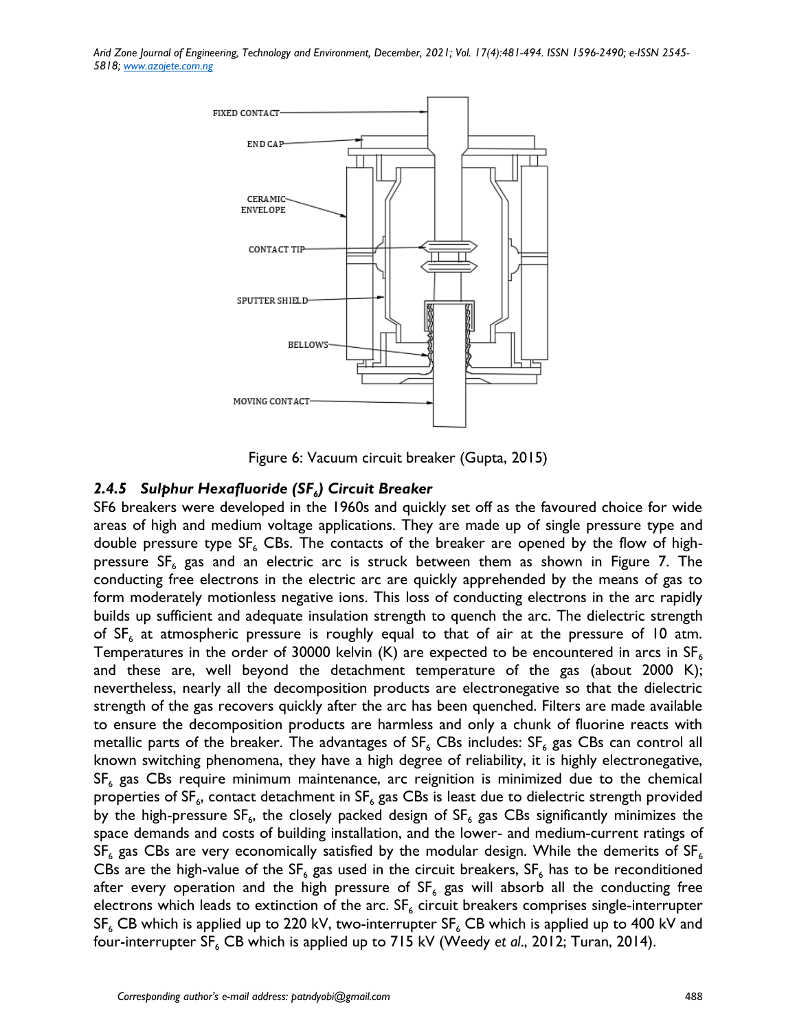FIXED CONTACT

END CAP

CERAMIC ENVELOPE

CONTACT TIP

SPUTTER SHIELD

BELLOWS

MOVING CONTACT

Figure 6: Vacuum circuit breaker (Gupta, 2015)

### *2.4.5 Sulphur Hexafluoride ($SF_6$) Circuit Breaker*

SF6 breakers were developed in the 1960s and quickly set off as the favoured choice for wide areas of high and medium voltage applications. They are made up of single pressure type and double pressure type $SF_6$ CBs. The contacts of the breaker are opened by the flow of high-pressure $SF_6$ gas and an electric arc is struck between them as shown in Figure 7. The conducting free electrons in the electric arc are quickly apprehended by the means of gas to form moderately motionless negative ions. This loss of conducting electrons in the arc rapidly builds up sufficient and adequate insulation strength to quench the arc. The dielectric strength of $SF_6$ at atmospheric pressure is roughly equal to that of air at the pressure of 10 atm. Temperatures in the order of 30000 kelvin (K) are expected to be encountered in arcs in $SF_6$ and these are, well beyond the detachment temperature of the gas (about 2000 K); nevertheless, nearly all the decomposition products are electronegative so that the dielectric strength of the gas recovers quickly after the arc has been quenched. Filters are made available to ensure the decomposition products are harmless and only a chunk of fluorine reacts with metallic parts of the breaker. The advantages of $SF_6$ CBs includes: $SF_6$ gas CBs can control all known switching phenomena, they have a high degree of reliability, it is highly electronegative, $SF_6$ gas CBs require minimum maintenance, arc reignition is minimized due to the chemical properties of $SF_6$, contact detachment in $SF_6$ gas CBs is least due to dielectric strength provided by the high-pressure $SF_6$, the closely packed design of $SF_6$ gas CBs significantly minimizes the space demands and costs of building installation, and the lower- and medium-current ratings of $SF_6$ gas CBs are very economically satisfied by the modular design. While the demerits of $SF_6$ CBs are the high-value of the $SF_6$ gas used in the circuit breakers, $SF_6$ has to be reconditioned after every operation and the high pressure of $SF_6$ gas will absorb all the conducting free electrons which leads to extinction of the arc. $SF_6$ circuit breakers comprises single-interrupter $SF_6$ CB which is applied up to 220 kV, two-interrupter $SF_6$ CB which is applied up to 400 kV and four-interrupter $SF_6$ CB which is applied up to 715 kV (Weedy *et al*., 2012; Turan, 2014).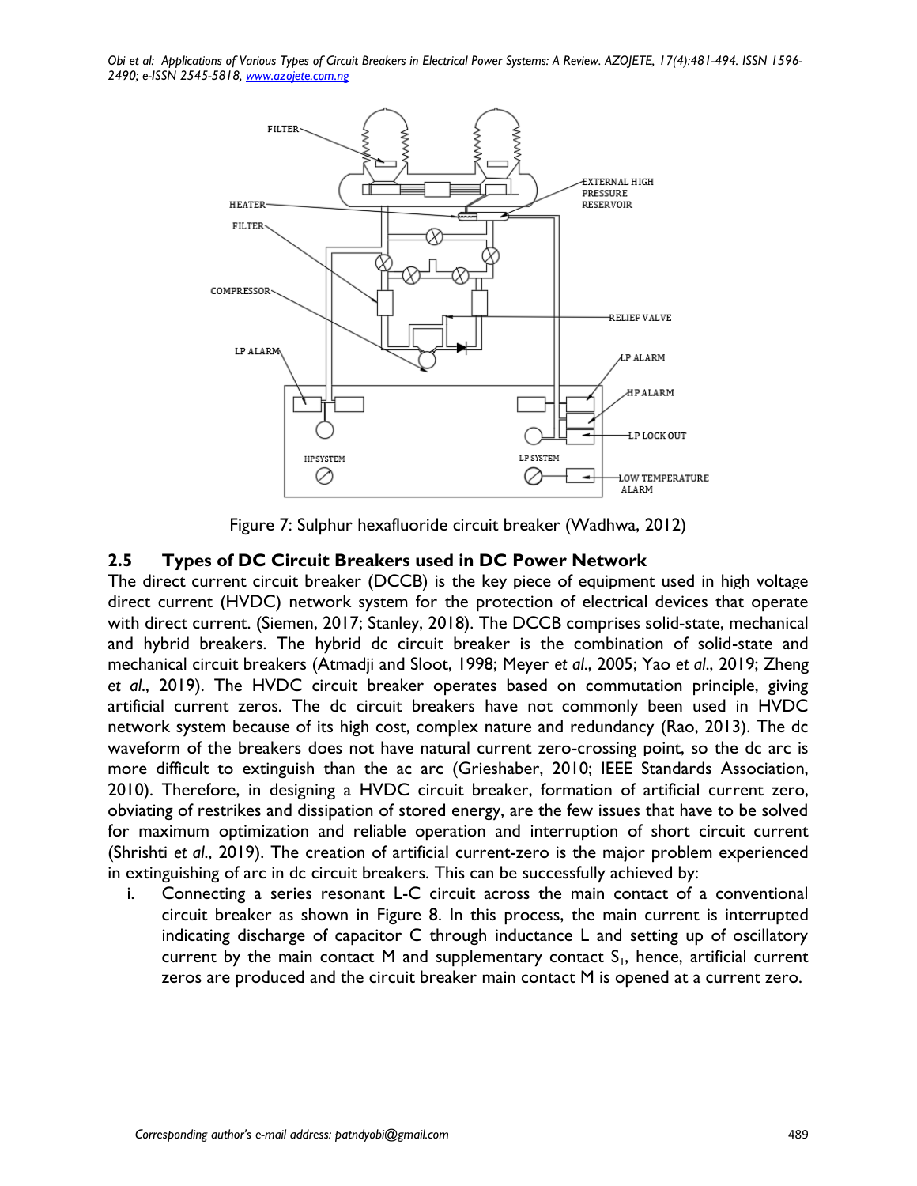Figure 7: Sulphur hexafluoride circuit breaker (Wadhwa, 2012)

### 2.5 Types of DC Circuit Breakers used in DC Power Network

The direct current circuit breaker (DCCB) is the key piece of equipment used in high voltage direct current (HVDC) network system for the protection of electrical devices that operate with direct current. (Siemen, 2017; Stanley, 2018). The DCCB comprises solid-state, mechanical and hybrid breakers. The hybrid dc circuit breaker is the combination of solid-state and mechanical circuit breakers (Atmadji and Sloot, 1998; Meyer *et al*., 2005; Yao *et al*., 2019; Zheng *et al*., 2019). The HVDC circuit breaker operates based on commutation principle, giving artificial current zeros. The dc circuit breakers have not commonly been used in HVDC network system because of its high cost, complex nature and redundancy (Rao, 2013). The dc waveform of the breakers does not have natural current zero-crossing point, so the dc arc is more difficult to extinguish than the ac arc (Grieshaber, 2010; IEEE Standards Association, 2010). Therefore, in designing a HVDC circuit breaker, formation of artificial current zero, obviating of restrikes and dissipation of stored energy, are the few issues that have to be solved for maximum optimization and reliable operation and interruption of short circuit current (Shrishti *et al*., 2019). The creation of artificial current-zero is the major problem experienced in extinguishing of arc in dc circuit breakers. This can be successfully achieved by:

i. Connecting a series resonant L-C circuit across the main contact of a conventional circuit breaker as shown in Figure 8. In this process, the main current is interrupted indicating discharge of capacitor C through inductance L and setting up of oscillatory current by the main contact M and supplementary contact $S_1$, hence, artificial current zeros are produced and the circuit breaker main contact M is opened at a current zero.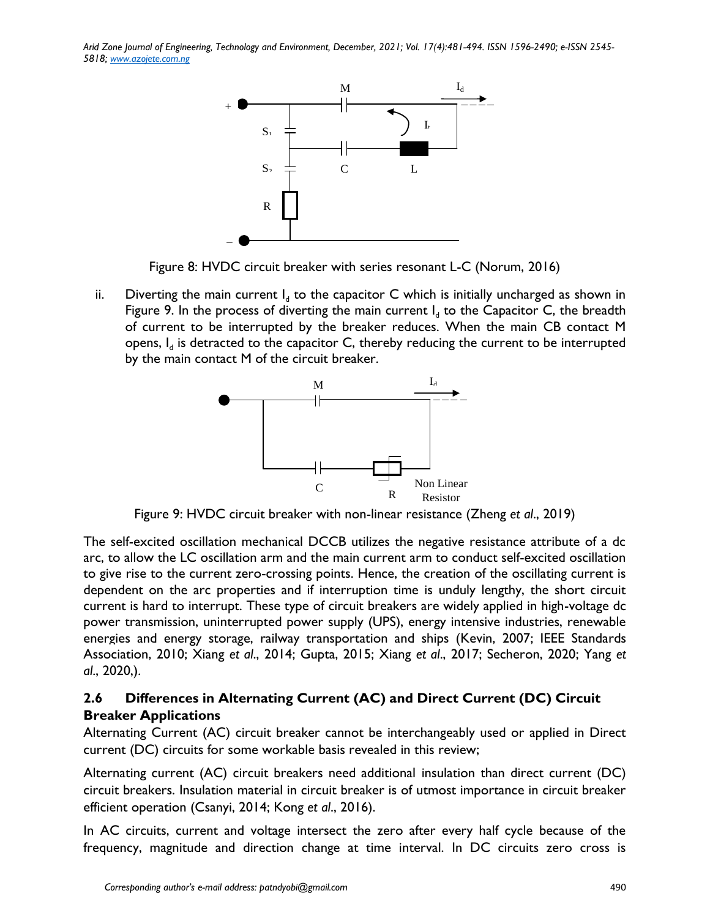Figure 8: HVDC circuit breaker with series resonant L-C (Norum, 2016)

ii. Diverting the main current $I_d$ to the capacitor C which is initially uncharged as shown in Figure 9. In the process of diverting the main current $I_d$ to the Capacitor C, the breadth of current to be interrupted by the breaker reduces. When the main CB contact M opens, $I_d$ is detracted to the capacitor C, thereby reducing the current to be interrupted by the main contact M of the circuit breaker.

Figure 9: HVDC circuit breaker with non-linear resistance (Zheng *et al*., 2019)

The self-excited oscillation mechanical DCCB utilizes the negative resistance attribute of a dc arc, to allow the LC oscillation arm and the main current arm to conduct self-excited oscillation to give rise to the current zero-crossing points. Hence, the creation of the oscillating current is dependent on the arc properties and if interruption time is unduly lengthy, the short circuit current is hard to interrupt. These type of circuit breakers are widely applied in high-voltage dc power transmission, uninterrupted power supply (UPS), energy intensive industries, renewable energies and energy storage, railway transportation and ships (Kevin, 2007; IEEE Standards Association, 2010; Xiang *et al*., 2014; Gupta, 2015; Xiang *et al*., 2017; Secheron, 2020; Yang *et al*., 2020,).

## 2.6 Differences in Alternating Current (AC) and Direct Current (DC) Circuit Breaker Applications

Alternating Current (AC) circuit breaker cannot be interchangeably used or applied in Direct current (DC) circuits for some workable basis revealed in this review;

Alternating current (AC) circuit breakers need additional insulation than direct current (DC) circuit breakers. Insulation material in circuit breaker is of utmost importance in circuit breaker efficient operation (Csanyi, 2014; Kong *et al*., 2016).

In AC circuits, current and voltage intersect the zero after every half cycle because of the frequency, magnitude and direction change at time interval. In DC circuits zero cross is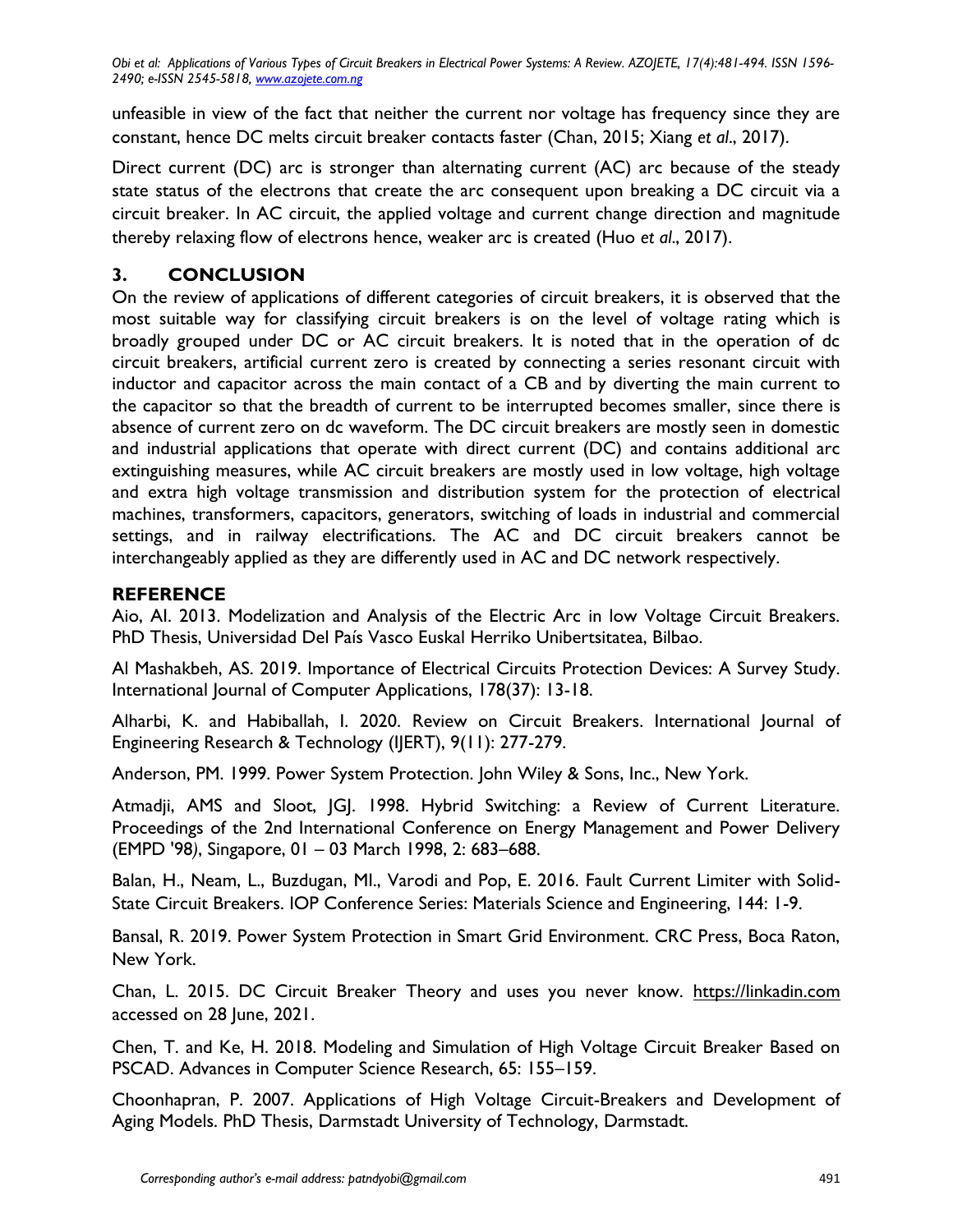unfeasible in view of the fact that neither the current nor voltage has frequency since they are constant, hence DC melts circuit breaker contacts faster (Chan, 2015; Xiang *et al*., 2017).

Direct current (DC) arc is stronger than alternating current (AC) arc because of the steady state status of the electrons that create the arc consequent upon breaking a DC circuit via a circuit breaker. In AC circuit, the applied voltage and current change direction and magnitude thereby relaxing flow of electrons hence, weaker arc is created (Huo *et al*., 2017).

## 3. CONCLUSION

On the review of applications of different categories of circuit breakers, it is observed that the most suitable way for classifying circuit breakers is on the level of voltage rating which is broadly grouped under DC or AC circuit breakers. It is noted that in the operation of dc circuit breakers, artificial current zero is created by connecting a series resonant circuit with inductor and capacitor across the main contact of a CB and by diverting the main current to the capacitor so that the breadth of current to be interrupted becomes smaller, since there is absence of current zero on dc waveform. The DC circuit breakers are mostly seen in domestic and industrial applications that operate with direct current (DC) and contains additional arc extinguishing measures, while AC circuit breakers are mostly used in low voltage, high voltage and extra high voltage transmission and distribution system for the protection of electrical machines, transformers, capacitors, generators, switching of loads in industrial and commercial settings, and in railway electrifications. The AC and DC circuit breakers cannot be interchangeably applied as they are differently used in AC and DC network respectively.

## REFERENCE

Aio, AI. 2013. Modelization and Analysis of the Electric Arc in low Voltage Circuit Breakers. PhD Thesis, Universidad Del País Vasco Euskal Herriko Unibertsitatea, Bilbao.

Al Mashakbeh, AS. 2019. Importance of Electrical Circuits Protection Devices: A Survey Study. International Journal of Computer Applications, 178(37): 13-18.

Alharbi, K. and Habiballah, I. 2020. Review on Circuit Breakers. International Journal of Engineering Research & Technology (IJERT), 9(11): 277-279.

Anderson, PM. 1999. Power System Protection. John Wiley & Sons, Inc., New York.

Atmadji, AMS and Sloot, JGJ. 1998. Hybrid Switching: a Review of Current Literature. Proceedings of the 2nd International Conference on Energy Management and Power Delivery (EMPD '98), Singapore, 01 – 03 March 1998, 2: 683–688.

Balan, H., Neam, L., Buzdugan, MI., Varodi and Pop, E. 2016. Fault Current Limiter with Solid-State Circuit Breakers. IOP Conference Series: Materials Science and Engineering, 144: 1-9.

Bansal, R. 2019. Power System Protection in Smart Grid Environment. CRC Press, Boca Raton, New York.

Chan, L. 2015. DC Circuit Breaker Theory and uses you never know. https://linkadin.com accessed on 28 June, 2021.

Chen, T. and Ke, H. 2018. Modeling and Simulation of High Voltage Circuit Breaker Based on PSCAD. Advances in Computer Science Research, 65: 155–159.

Choonhapran, P. 2007. Applications of High Voltage Circuit-Breakers and Development of Aging Models. PhD Thesis, Darmstadt University of Technology, Darmstadt.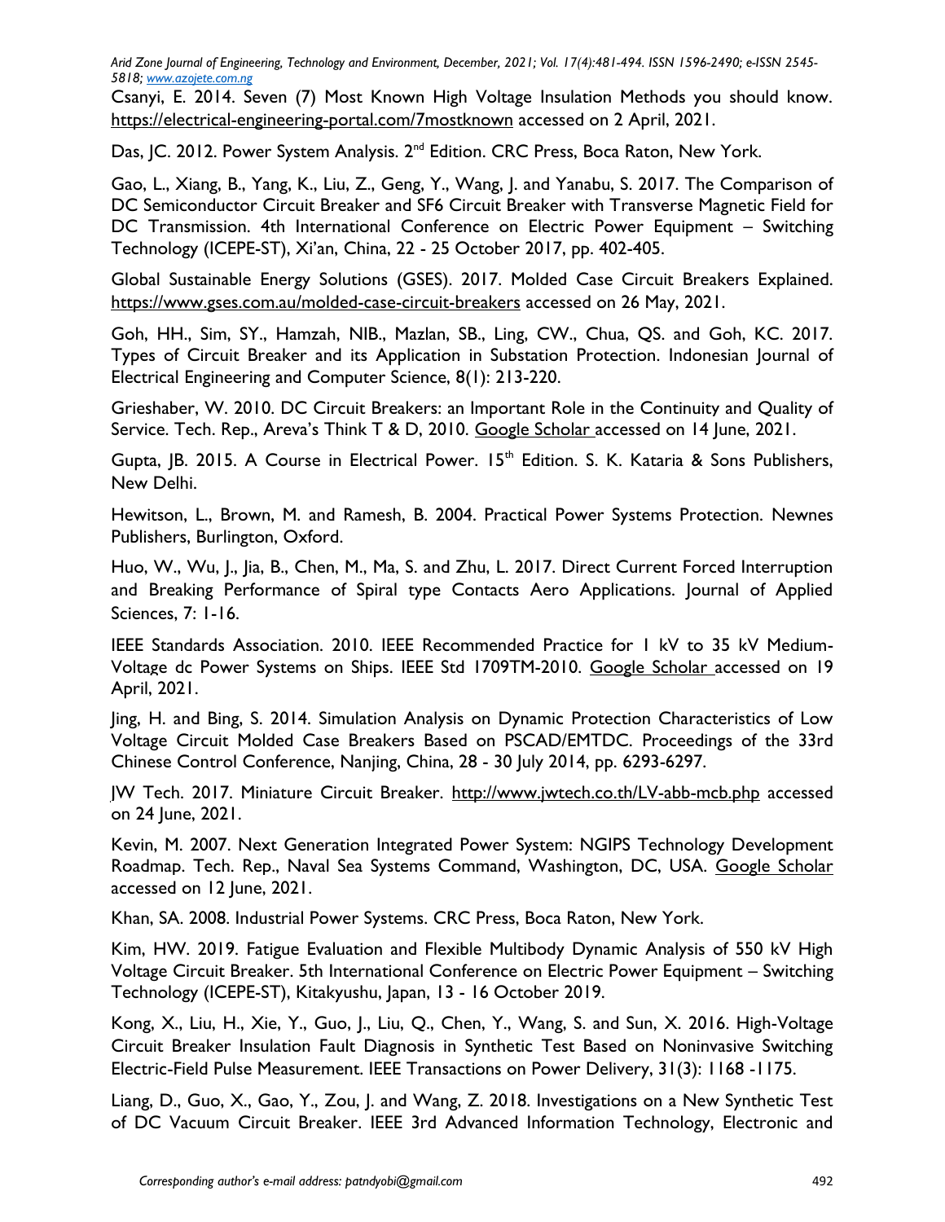Csanyi, E. 2014. Seven (7) Most Known High Voltage Insulation Methods you should know. https://electrical-engineering-portal.com/7mostknown accessed on 2 April, 2021.

Das, JC. 2012. Power System Analysis. 2nd Edition. CRC Press, Boca Raton, New York.

Gao, L., Xiang, B., Yang, K., Liu, Z., Geng, Y., Wang, J. and Yanabu, S. 2017. The Comparison of DC Semiconductor Circuit Breaker and SF6 Circuit Breaker with Transverse Magnetic Field for DC Transmission. 4th International Conference on Electric Power Equipment – Switching Technology (ICEPE-ST), Xi'an, China, 22 - 25 October 2017, pp. 402-405.

Global Sustainable Energy Solutions (GSES). 2017. Molded Case Circuit Breakers Explained. https://www.gses.com.au/molded-case-circuit-breakers accessed on 26 May, 2021.

Goh, HH., Sim, SY., Hamzah, NIB., Mazlan, SB., Ling, CW., Chua, QS. and Goh, KC. 2017. Types of Circuit Breaker and its Application in Substation Protection. Indonesian Journal of Electrical Engineering and Computer Science, 8(1): 213-220.

Grieshaber, W. 2010. DC Circuit Breakers: an Important Role in the Continuity and Quality of Service. Tech. Rep., Areva's Think T & D, 2010. Google Scholar accessed on 14 June, 2021.

Gupta, JB. 2015. A Course in Electrical Power. 15th Edition. S. K. Kataria & Sons Publishers, New Delhi.

Hewitson, L., Brown, M. and Ramesh, B. 2004. Practical Power Systems Protection. Newnes Publishers, Burlington, Oxford.

Huo, W., Wu, J., Jia, B., Chen, M., Ma, S. and Zhu, L. 2017. Direct Current Forced Interruption and Breaking Performance of Spiral type Contacts Aero Applications. Journal of Applied Sciences, 7: 1-16.

IEEE Standards Association. 2010. IEEE Recommended Practice for 1 kV to 35 kV Medium-Voltage dc Power Systems on Ships. IEEE Std 1709TM-2010. Google Scholar accessed on 19 April, 2021.

Jing, H. and Bing, S. 2014. Simulation Analysis on Dynamic Protection Characteristics of Low Voltage Circuit Molded Case Breakers Based on PSCAD/EMTDC. Proceedings of the 33rd Chinese Control Conference, Nanjing, China, 28 - 30 July 2014, pp. 6293-6297.

JW Tech. 2017. Miniature Circuit Breaker. http://www.jwtech.co.th/LV-abb-mcb.php accessed on 24 June, 2021.

Kevin, M. 2007. Next Generation Integrated Power System: NGIPS Technology Development Roadmap. Tech. Rep., Naval Sea Systems Command, Washington, DC, USA. Google Scholar accessed on 12 June, 2021.

Khan, SA. 2008. Industrial Power Systems. CRC Press, Boca Raton, New York.

Kim, HW. 2019. Fatigue Evaluation and Flexible Multibody Dynamic Analysis of 550 kV High Voltage Circuit Breaker. 5th International Conference on Electric Power Equipment – Switching Technology (ICEPE-ST), Kitakyushu, Japan, 13 - 16 October 2019.

Kong, X., Liu, H., Xie, Y., Guo, J., Liu, Q., Chen, Y., Wang, S. and Sun, X. 2016. High-Voltage Circuit Breaker Insulation Fault Diagnosis in Synthetic Test Based on Noninvasive Switching Electric-Field Pulse Measurement. IEEE Transactions on Power Delivery, 31(3): 1168 -1175.

Liang, D., Guo, X., Gao, Y., Zou, J. and Wang, Z. 2018. Investigations on a New Synthetic Test of DC Vacuum Circuit Breaker. IEEE 3rd Advanced Information Technology, Electronic and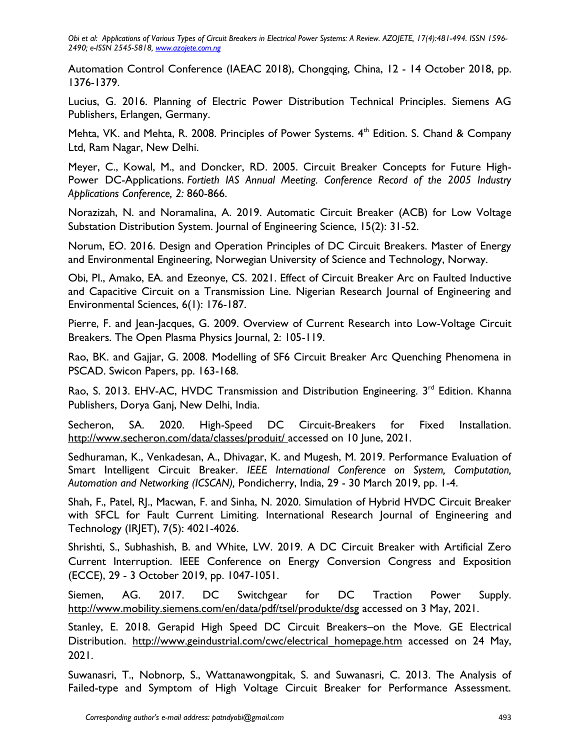Automation Control Conference (IAEAC 2018), Chongqing, China, 12 - 14 October 2018, pp. 1376-1379.

Lucius, G. 2016. Planning of Electric Power Distribution Technical Principles. Siemens AG Publishers, Erlangen, Germany.

Mehta, VK. and Mehta, R. 2008. Principles of Power Systems. 4th Edition. S. Chand & Company Ltd, Ram Nagar, New Delhi.

Meyer, C., Kowal, M., and Doncker, RD. 2005. Circuit Breaker Concepts for Future High-Power DC-Applications. *Fortieth IAS Annual Meeting. Conference Record of the 2005 Industry Applications Conference, 2:* 860-866.

Norazizah, N. and Noramalina, A. 2019. Automatic Circuit Breaker (ACB) for Low Voltage Substation Distribution System. Journal of Engineering Science, 15(2): 31-52.

Norum, EO. 2016. Design and Operation Principles of DC Circuit Breakers. Master of Energy and Environmental Engineering, Norwegian University of Science and Technology, Norway.

Obi, PI., Amako, EA. and Ezeonye, CS. 2021. Effect of Circuit Breaker Arc on Faulted Inductive and Capacitive Circuit on a Transmission Line. Nigerian Research Journal of Engineering and Environmental Sciences, 6(1): 176-187.

Pierre, F. and Jean-Jacques, G. 2009. Overview of Current Research into Low-Voltage Circuit Breakers. The Open Plasma Physics Journal, 2: 105-119.

Rao, BK. and Gajjar, G. 2008. Modelling of SF6 Circuit Breaker Arc Quenching Phenomena in PSCAD. Swicon Papers, pp. 163-168.

Rao, S. 2013. EHV-AC, HVDC Transmission and Distribution Engineering. 3rd Edition. Khanna Publishers, Dorya Ganj, New Delhi, India.

Secheron, SA. 2020. High-Speed DC Circuit-Breakers for Fixed Installation. http://www.secheron.com/data/classes/produit/ accessed on 10 June, 2021.

Sedhuraman, K., Venkadesan, A., Dhivagar, K. and Mugesh, M. 2019. Performance Evaluation of Smart Intelligent Circuit Breaker. *IEEE International Conference on System, Computation, Automation and Networking (ICSCAN),* Pondicherry, India, 29 - 30 March 2019, pp. 1-4.

Shah, F., Patel, RJ., Macwan, F. and Sinha, N. 2020. Simulation of Hybrid HVDC Circuit Breaker with SFCL for Fault Current Limiting. International Research Journal of Engineering and Technology (IRJET), 7(5): 4021-4026.

Shrishti, S., Subhashish, B. and White, LW. 2019. A DC Circuit Breaker with Artificial Zero Current Interruption. IEEE Conference on Energy Conversion Congress and Exposition (ECCE), 29 - 3 October 2019, pp. 1047-1051.

Siemen, AG. 2017. DC Switchgear for DC Traction Power Supply. http://www.mobility.siemens.com/en/data/pdf/tsel/produkte/dsg accessed on 3 May, 2021.

Stanley, E. 2018. Gerapid High Speed DC Circuit Breakers–on the Move. GE Electrical Distribution. http://www.geindustrial.com/cwc/electrical_homepage.htm accessed on 24 May, 2021.

Suwanasri, T., Nobnorp, S., Wattanawongpitak, S. and Suwanasri, C. 2013. The Analysis of Failed-type and Symptom of High Voltage Circuit Breaker for Performance Assessment.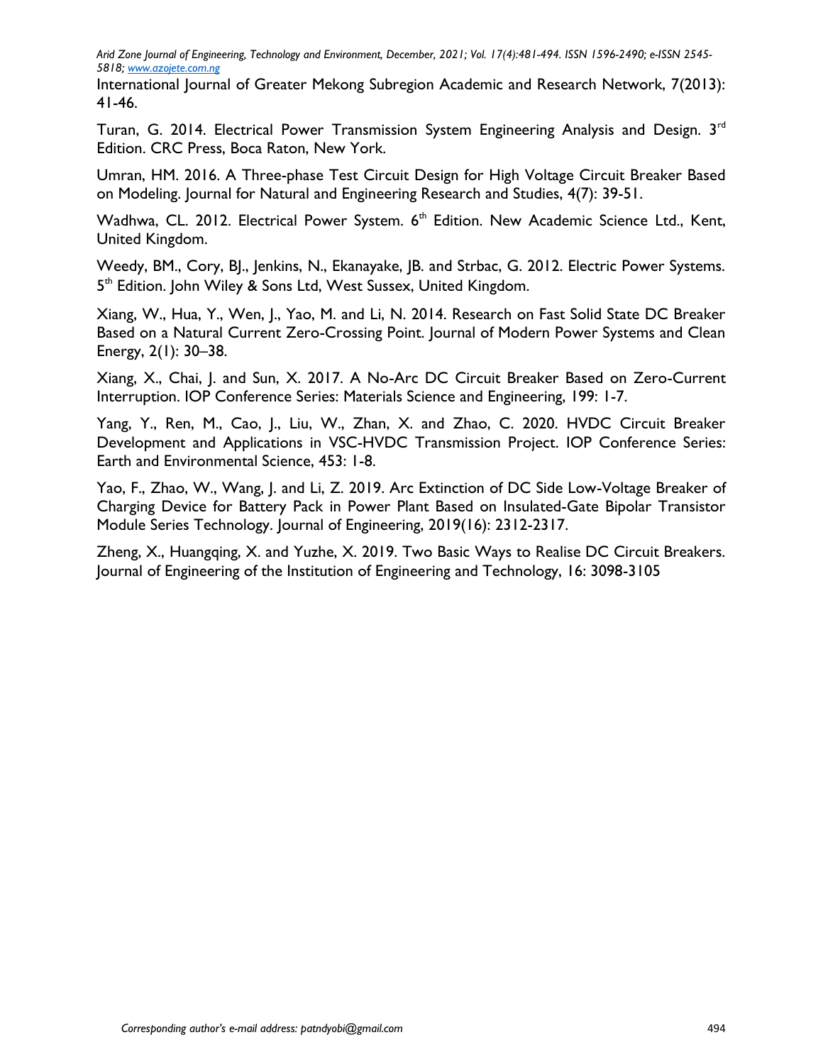International Journal of Greater Mekong Subregion Academic and Research Network, 7(2013): 41-46.

Turan, G. 2014. Electrical Power Transmission System Engineering Analysis and Design. 3rd Edition. CRC Press, Boca Raton, New York.

Umran, HM. 2016. A Three-phase Test Circuit Design for High Voltage Circuit Breaker Based on Modeling. Journal for Natural and Engineering Research and Studies, 4(7): 39-51.

Wadhwa, CL. 2012. Electrical Power System. 6th Edition. New Academic Science Ltd., Kent, United Kingdom.

Weedy, BM., Cory, BJ., Jenkins, N., Ekanayake, JB. and Strbac, G. 2012. Electric Power Systems. 5th Edition. John Wiley & Sons Ltd, West Sussex, United Kingdom.

Xiang, W., Hua, Y., Wen, J., Yao, M. and Li, N. 2014. Research on Fast Solid State DC Breaker Based on a Natural Current Zero-Crossing Point. Journal of Modern Power Systems and Clean Energy, 2(1): 30–38.

Xiang, X., Chai, J. and Sun, X. 2017. A No-Arc DC Circuit Breaker Based on Zero-Current Interruption. IOP Conference Series: Materials Science and Engineering, 199: 1-7.

Yang, Y., Ren, M., Cao, J., Liu, W., Zhan, X. and Zhao, C. 2020. HVDC Circuit Breaker Development and Applications in VSC-HVDC Transmission Project. IOP Conference Series: Earth and Environmental Science, 453: 1-8.

Yao, F., Zhao, W., Wang, J. and Li, Z. 2019. Arc Extinction of DC Side Low-Voltage Breaker of Charging Device for Battery Pack in Power Plant Based on Insulated-Gate Bipolar Transistor Module Series Technology. Journal of Engineering, 2019(16): 2312-2317.

Zheng, X., Huangqing, X. and Yuzhe, X. 2019. Two Basic Ways to Realise DC Circuit Breakers. Journal of Engineering of the Institution of Engineering and Technology, 16: 3098-3105